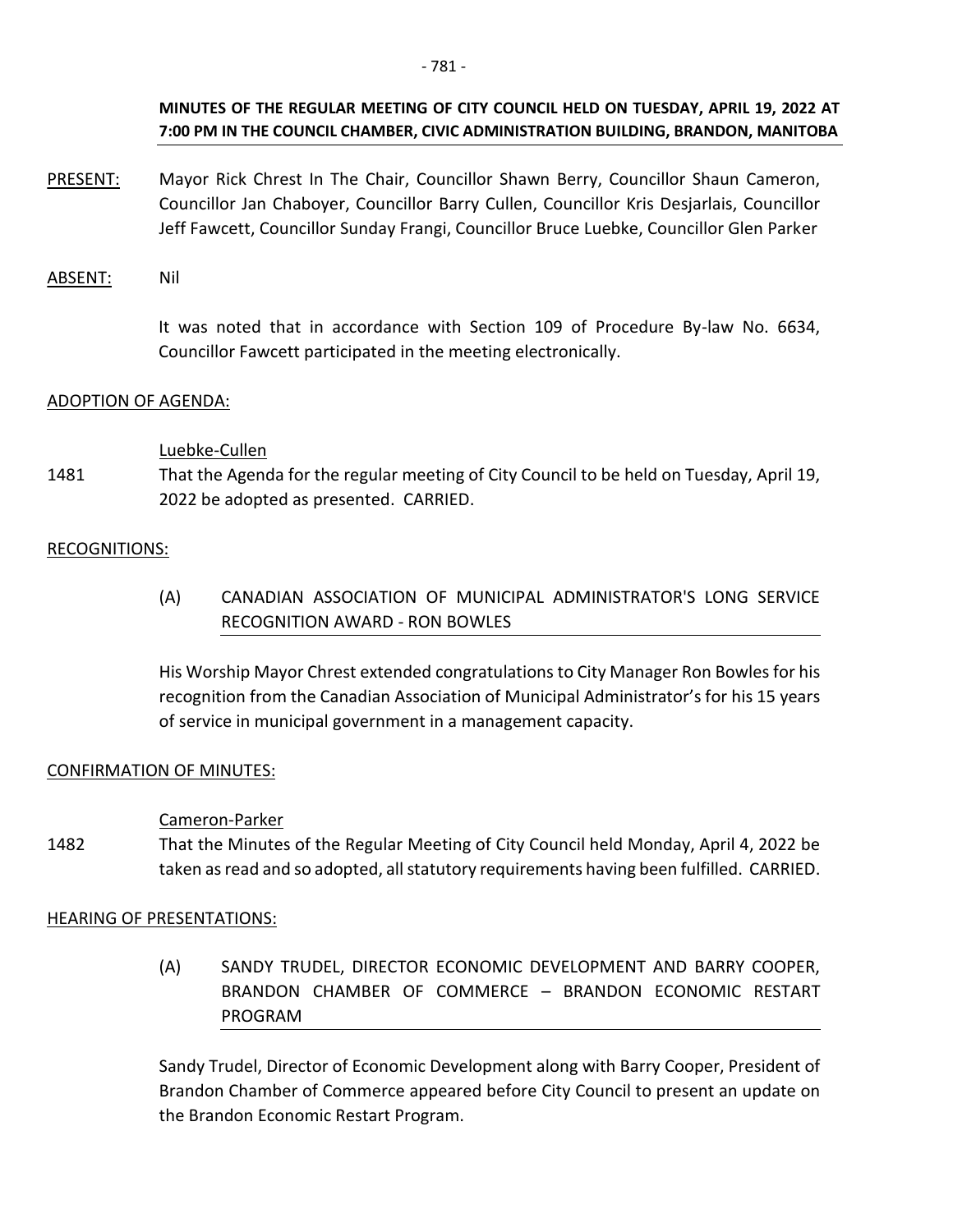**MINUTES OF THE REGULAR MEETING OF CITY COUNCIL HELD ON TUESDAY, APRIL 19, 2022 AT 7:00 PM IN THE COUNCIL CHAMBER, CIVIC ADMINISTRATION BUILDING, BRANDON, MANITOBA**

PRESENT: Mayor Rick Chrest In The Chair, Councillor Shawn Berry, Councillor Shaun Cameron, Councillor Jan Chaboyer, Councillor Barry Cullen, Councillor Kris Desjarlais, Councillor Jeff Fawcett, Councillor Sunday Frangi, Councillor Bruce Luebke, Councillor Glen Parker

ABSENT: Nil

It was noted that in accordance with Section 109 of Procedure By-law No. 6634, Councillor Fawcett participated in the meeting electronically.

ADOPTION OF AGENDA:

Luebke-Cullen

1481 That the Agenda for the regular meeting of City Council to be held on Tuesday, April 19, 2022 be adopted as presented. CARRIED.

RECOGNITIONS:

(A) CANADIAN ASSOCIATION OF MUNICIPAL ADMINISTRATOR'S LONG SERVICE RECOGNITION AWARD - RON BOWLES

His Worship Mayor Chrest extended congratulations to City Manager Ron Bowles for his recognition from the Canadian Association of Municipal Administrator's for his 15 years of service in municipal government in a management capacity.

CONFIRMATION OF MINUTES:

Cameron-Parker

1482 That the Minutes of the Regular Meeting of City Council held Monday, April 4, 2022 be taken as read and so adopted, all statutory requirements having been fulfilled. CARRIED.

HEARING OF PRESENTATIONS:

(A) SANDY TRUDEL, DIRECTOR ECONOMIC DEVELOPMENT AND BARRY COOPER, BRANDON CHAMBER OF COMMERCE – BRANDON ECONOMIC RESTART PROGRAM

Sandy Trudel, Director of Economic Development along with Barry Cooper, President of Brandon Chamber of Commerce appeared before City Council to present an update on the Brandon Economic Restart Program.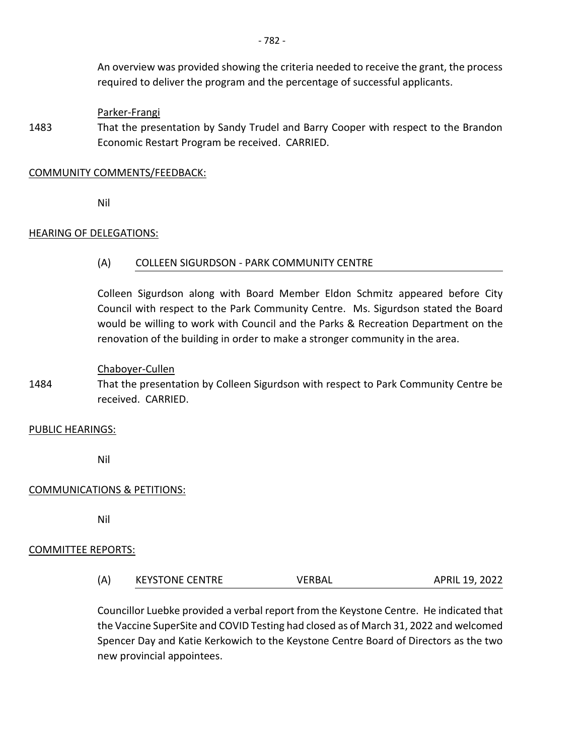An overview was provided showing the criteria needed to receive the grant, the process required to deliver the program and the percentage of successful applicants.

Parker-Frangi

1483 That the presentation by Sandy Trudel and Barry Cooper with respect to the Brandon Economic Restart Program be received. CARRIED.

COMMUNITY COMMENTS/FEEDBACK:

Nil

HEARING OF DELEGATIONS:

(A) COLLEEN SIGURDSON - PARK COMMUNITY CENTRE

Colleen Sigurdson along with Board Member Eldon Schmitz appeared before City Council with respect to the Park Community Centre. Ms. Sigurdson stated the Board would be willing to work with Council and the Parks & Recreation Department on the renovation of the building in order to make a stronger community in the area.

Chaboyer-Cullen

1484 That the presentation by Colleen Sigurdson with respect to Park Community Centre be received. CARRIED.

PUBLIC HEARINGS:

Nil

COMMUNICATIONS & PETITIONS:

Nil

COMMITTEE REPORTS:

(A) KEYSTONE CENTRE VERBAL APRIL 19, 2022

Councillor Luebke provided a verbal report from the Keystone Centre. He indicated that the Vaccine SuperSite and COVID Testing had closed as of March 31, 2022 and welcomed Spencer Day and Katie Kerkowich to the Keystone Centre Board of Directors as the two new provincial appointees.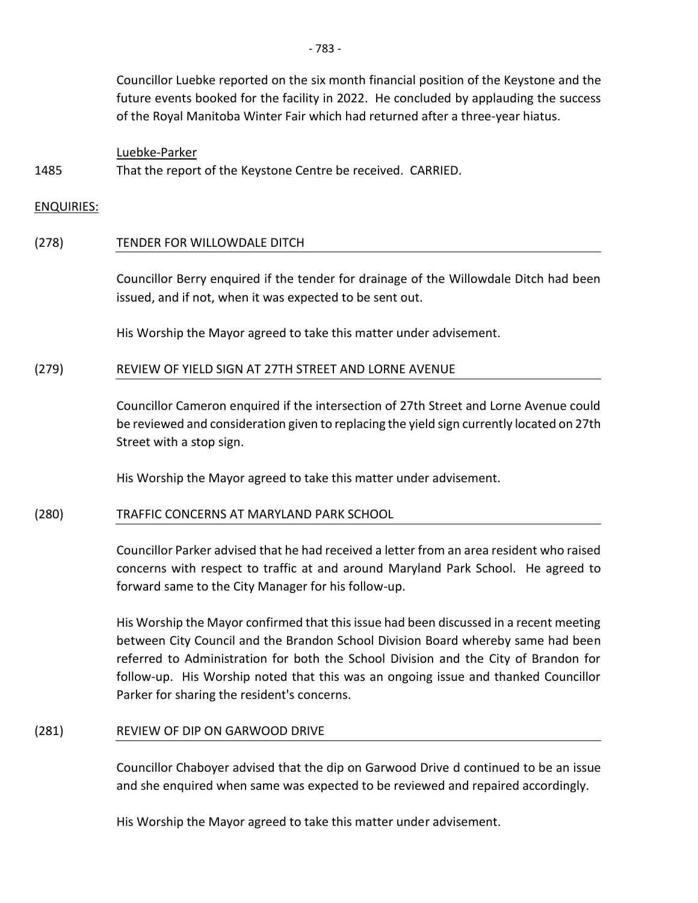Councillor Luebke reported on the six month financial position of the Keystone and the future events booked for the facility in 2022. He concluded by applauding the success of the Royal Manitoba Winter Fair which had returned after a three-year hiatus.

Luebke-Parker

1485 That the report of the Keystone Centre be received. CARRIED.

ENQUIRIES:

(278) TENDER FOR WILLOWDALE DITCH

Councillor Berry enquired if the tender for drainage of the Willowdale Ditch had been issued, and if not, when it was expected to be sent out.

His Worship the Mayor agreed to take this matter under advisement.

(279) REVIEW OF YIELD SIGN AT 27TH STREET AND LORNE AVENUE

Councillor Cameron enquired if the intersection of 27th Street and Lorne Avenue could be reviewed and consideration given to replacing the yield sign currently located on 27th Street with a stop sign.

His Worship the Mayor agreed to take this matter under advisement.

(280) TRAFFIC CONCERNS AT MARYLAND PARK SCHOOL

Councillor Parker advised that he had received a letter from an area resident who raised concerns with respect to traffic at and around Maryland Park School. He agreed to forward same to the City Manager for his follow-up.

His Worship the Mayor confirmed that this issue had been discussed in a recent meeting between City Council and the Brandon School Division Board whereby same had been referred to Administration for both the School Division and the City of Brandon for follow-up. His Worship noted that this was an ongoing issue and thanked Councillor Parker for sharing the resident's concerns.

(281) REVIEW OF DIP ON GARWOOD DRIVE

Councillor Chaboyer advised that the dip on Garwood Drive d continued to be an issue and she enquired when same was expected to be reviewed and repaired accordingly.

His Worship the Mayor agreed to take this matter under advisement.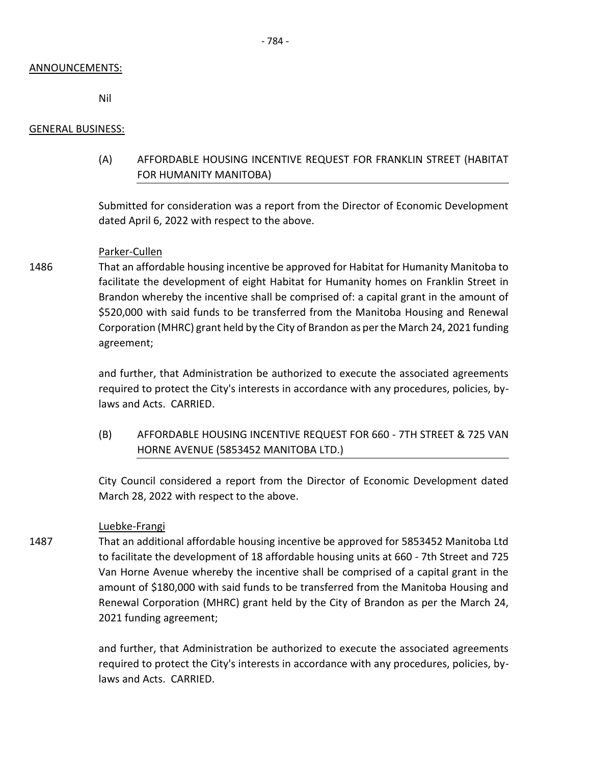## ANNOUNCEMENTS:

Nil

## GENERAL BUSINESS:

### (A) AFFORDABLE HOUSING INCENTIVE REQUEST FOR FRANKLIN STREET (HABITAT FOR HUMANITY MANITOBA)

Submitted for consideration was a report from the Director of Economic Development dated April 6, 2022 with respect to the above.

Parker-Cullen

1486 That an affordable housing incentive be approved for Habitat for Humanity Manitoba to facilitate the development of eight Habitat for Humanity homes on Franklin Street in Brandon whereby the incentive shall be comprised of: a capital grant in the amount of $520,000 with said funds to be transferred from the Manitoba Housing and Renewal Corporation (MHRC) grant held by the City of Brandon as per the March 24, 2021 funding agreement;

and further, that Administration be authorized to execute the associated agreements required to protect the City's interests in accordance with any procedures, policies, by-laws and Acts. CARRIED.

### (B) AFFORDABLE HOUSING INCENTIVE REQUEST FOR 660 - 7TH STREET & 725 VAN HORNE AVENUE (5853452 MANITOBA LTD.)

City Council considered a report from the Director of Economic Development dated March 28, 2022 with respect to the above.

Luebke-Frangi

1487 That an additional affordable housing incentive be approved for 5853452 Manitoba Ltd to facilitate the development of 18 affordable housing units at 660 - 7th Street and 725 Van Horne Avenue whereby the incentive shall be comprised of a capital grant in the amount of $180,000 with said funds to be transferred from the Manitoba Housing and Renewal Corporation (MHRC) grant held by the City of Brandon as per the March 24, 2021 funding agreement;

and further, that Administration be authorized to execute the associated agreements required to protect the City's interests in accordance with any procedures, policies, by-laws and Acts. CARRIED.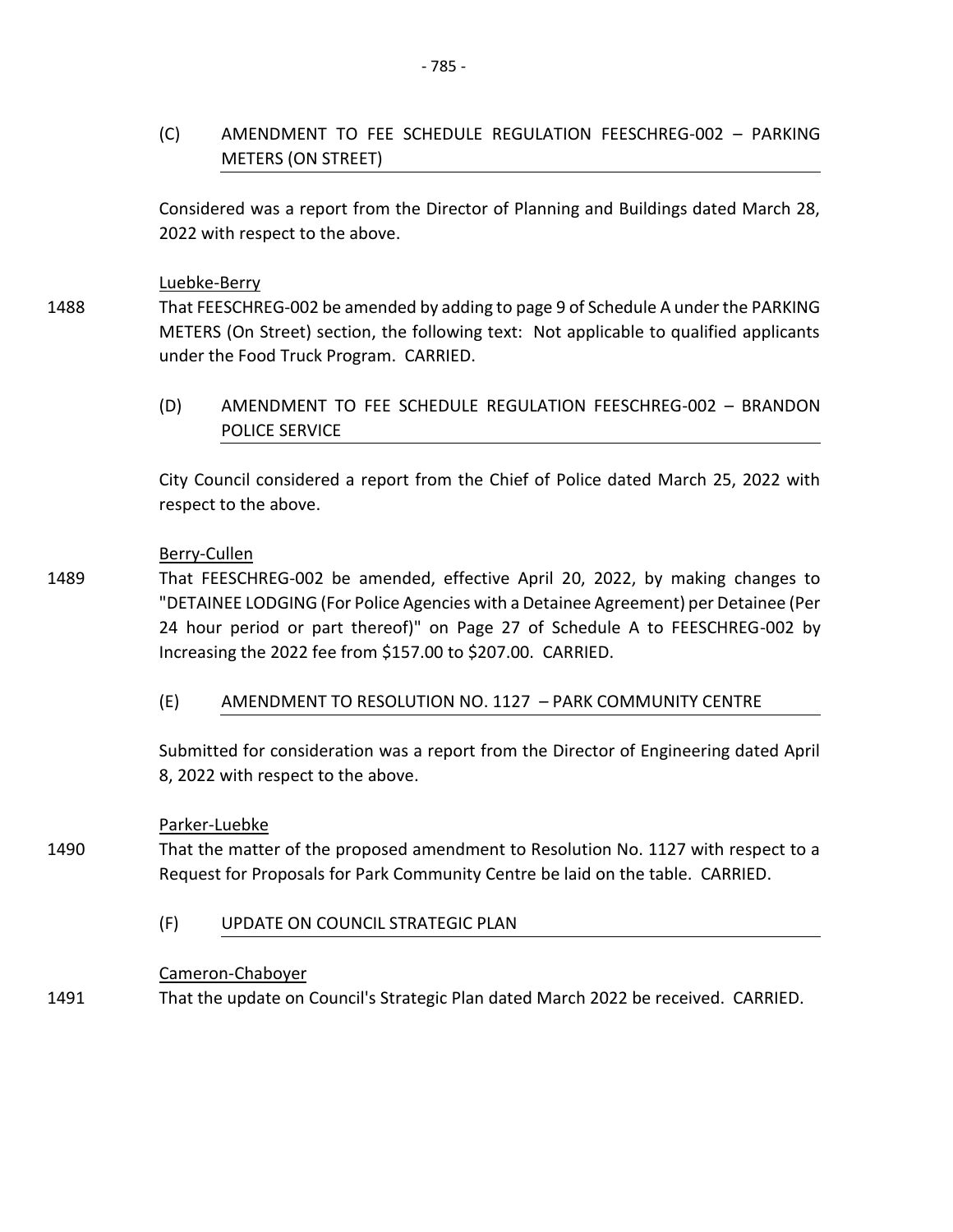(C) AMENDMENT TO FEE SCHEDULE REGULATION FEESCHREG-002 – PARKING METERS (ON STREET)

Considered was a report from the Director of Planning and Buildings dated March 28, 2022 with respect to the above.

Luebke-Berry

1488 That FEESCHREG-002 be amended by adding to page 9 of Schedule A under the PARKING METERS (On Street) section, the following text: Not applicable to qualified applicants under the Food Truck Program. CARRIED.

(D) AMENDMENT TO FEE SCHEDULE REGULATION FEESCHREG-002 – BRANDON POLICE SERVICE

City Council considered a report from the Chief of Police dated March 25, 2022 with respect to the above.

Berry-Cullen

1489 That FEESCHREG-002 be amended, effective April 20, 2022, by making changes to "DETAINEE LODGING (For Police Agencies with a Detainee Agreement) per Detainee (Per 24 hour period or part thereof)" on Page 27 of Schedule A to FEESCHREG-002 by Increasing the 2022 fee from $157.00 to $207.00. CARRIED.

(E) AMENDMENT TO RESOLUTION NO. 1127 – PARK COMMUNITY CENTRE

Submitted for consideration was a report from the Director of Engineering dated April 8, 2022 with respect to the above.

Parker-Luebke

1490 That the matter of the proposed amendment to Resolution No. 1127 with respect to a Request for Proposals for Park Community Centre be laid on the table. CARRIED.

(F) UPDATE ON COUNCIL STRATEGIC PLAN

Cameron-Chaboyer

1491 That the update on Council's Strategic Plan dated March 2022 be received. CARRIED.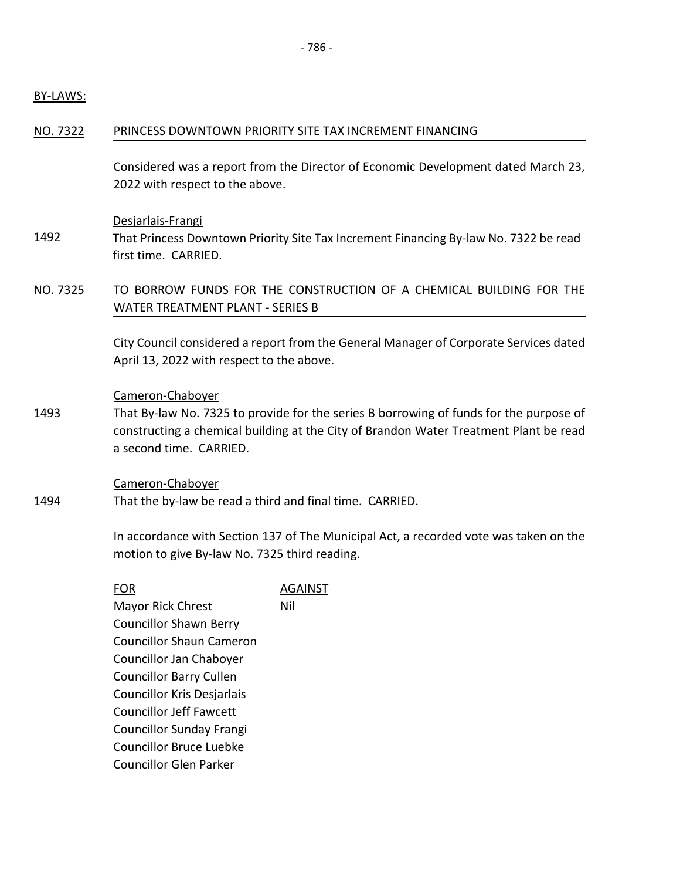BY-LAWS:

NO. 7322 PRINCESS DOWNTOWN PRIORITY SITE TAX INCREMENT FINANCING

Considered was a report from the Director of Economic Development dated March 23, 2022 with respect to the above.

Desjarlais-Frangi

1492 That Princess Downtown Priority Site Tax Increment Financing By-law No. 7322 be read first time. CARRIED.

NO. 7325 TO BORROW FUNDS FOR THE CONSTRUCTION OF A CHEMICAL BUILDING FOR THE WATER TREATMENT PLANT - SERIES B

City Council considered a report from the General Manager of Corporate Services dated April 13, 2022 with respect to the above.

Cameron-Chaboyer

1493 That By-law No. 7325 to provide for the series B borrowing of funds for the purpose of constructing a chemical building at the City of Brandon Water Treatment Plant be read a second time. CARRIED.

Cameron-Chaboyer

1494 That the by-law be read a third and final time. CARRIED.

In accordance with Section 137 of The Municipal Act, a recorded vote was taken on the motion to give By-law No. 7325 third reading.

| FOR | AGAINST |
|---|---|
| Mayor Rick Chrest | Nil |
| Councillor Shawn Berry | |
| Councillor Shaun Cameron | |
| Councillor Jan Chaboyer | |
| Councillor Barry Cullen | |
| Councillor Kris Desjarlais | |
| Councillor Jeff Fawcett | |
| Councillor Sunday Frangi | |
| Councillor Bruce Luebke | |
| Councillor Glen Parker | |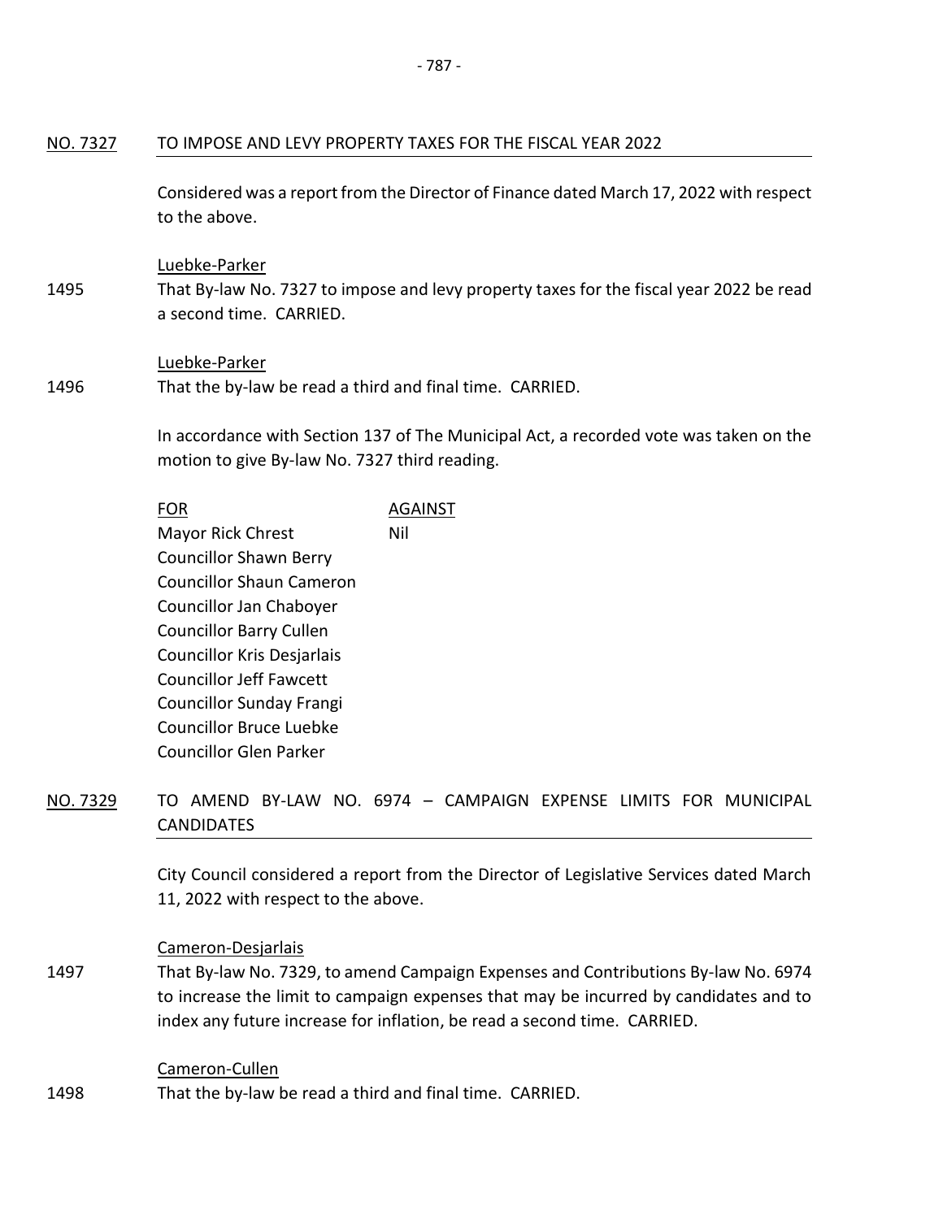## NO. 7327 TO IMPOSE AND LEVY PROPERTY TAXES FOR THE FISCAL YEAR 2022

Considered was a report from the Director of Finance dated March 17, 2022 with respect to the above.

Luebke-Parker

1495 That By-law No. 7327 to impose and levy property taxes for the fiscal year 2022 be read a second time. CARRIED.

Luebke-Parker

1496 That the by-law be read a third and final time. CARRIED.

In accordance with Section 137 of The Municipal Act, a recorded vote was taken on the motion to give By-law No. 7327 third reading.

| FOR | AGAINST |
|---|---|
| Mayor Rick Chrest | Nil |
| Councillor Shawn Berry | |
| Councillor Shaun Cameron | |
| Councillor Jan Chaboyer | |
| Councillor Barry Cullen | |
| Councillor Kris Desjarlais | |
| Councillor Jeff Fawcett | |
| Councillor Sunday Frangi | |
| Councillor Bruce Luebke | |
| Councillor Glen Parker | |

## NO. 7329 TO AMEND BY-LAW NO. 6974 – CAMPAIGN EXPENSE LIMITS FOR MUNICIPAL CANDIDATES

City Council considered a report from the Director of Legislative Services dated March 11, 2022 with respect to the above.

Cameron-Desjarlais

1497 That By-law No. 7329, to amend Campaign Expenses and Contributions By-law No. 6974 to increase the limit to campaign expenses that may be incurred by candidates and to index any future increase for inflation, be read a second time. CARRIED.

Cameron-Cullen

1498 That the by-law be read a third and final time. CARRIED.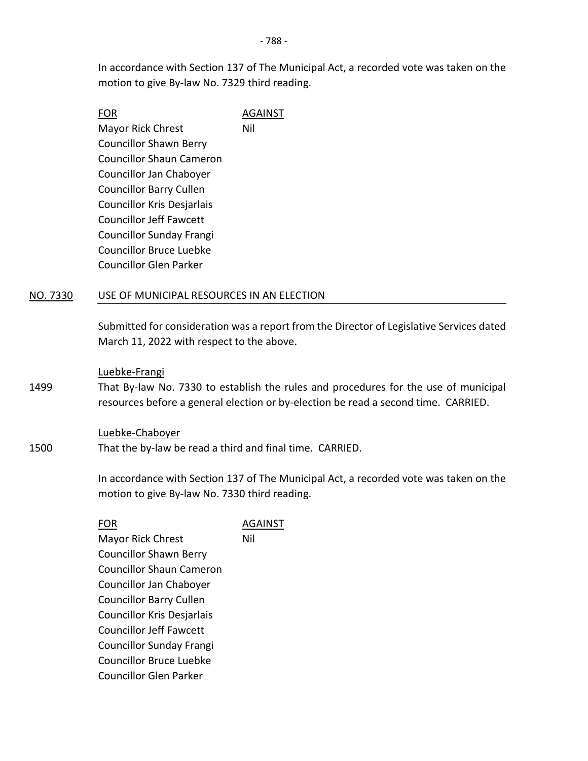In accordance with Section 137 of The Municipal Act, a recorded vote was taken on the motion to give By-law No. 7329 third reading.

| FOR | AGAINST |
|---|---|
| Mayor Rick Chrest | Nil |
| Councillor Shawn Berry | |
| Councillor Shaun Cameron | |
| Councillor Jan Chaboyer | |
| Councillor Barry Cullen | |
| Councillor Kris Desjarlais | |
| Councillor Jeff Fawcett | |
| Councillor Sunday Frangi | |
| Councillor Bruce Luebke | |
| Councillor Glen Parker | |

## NO. 7330 USE OF MUNICIPAL RESOURCES IN AN ELECTION

Submitted for consideration was a report from the Director of Legislative Services dated March 11, 2022 with respect to the above.

Luebke-Frangi

1499 That By-law No. 7330 to establish the rules and procedures for the use of municipal resources before a general election or by-election be read a second time. CARRIED.

Luebke-Chaboyer

1500 That the by-law be read a third and final time. CARRIED.

In accordance with Section 137 of The Municipal Act, a recorded vote was taken on the motion to give By-law No. 7330 third reading.

| FOR | AGAINST |
|---|---|
| Mayor Rick Chrest | Nil |
| Councillor Shawn Berry | |
| Councillor Shaun Cameron | |
| Councillor Jan Chaboyer | |
| Councillor Barry Cullen | |
| Councillor Kris Desjarlais | |
| Councillor Jeff Fawcett | |
| Councillor Sunday Frangi | |
| Councillor Bruce Luebke | |
| Councillor Glen Parker | |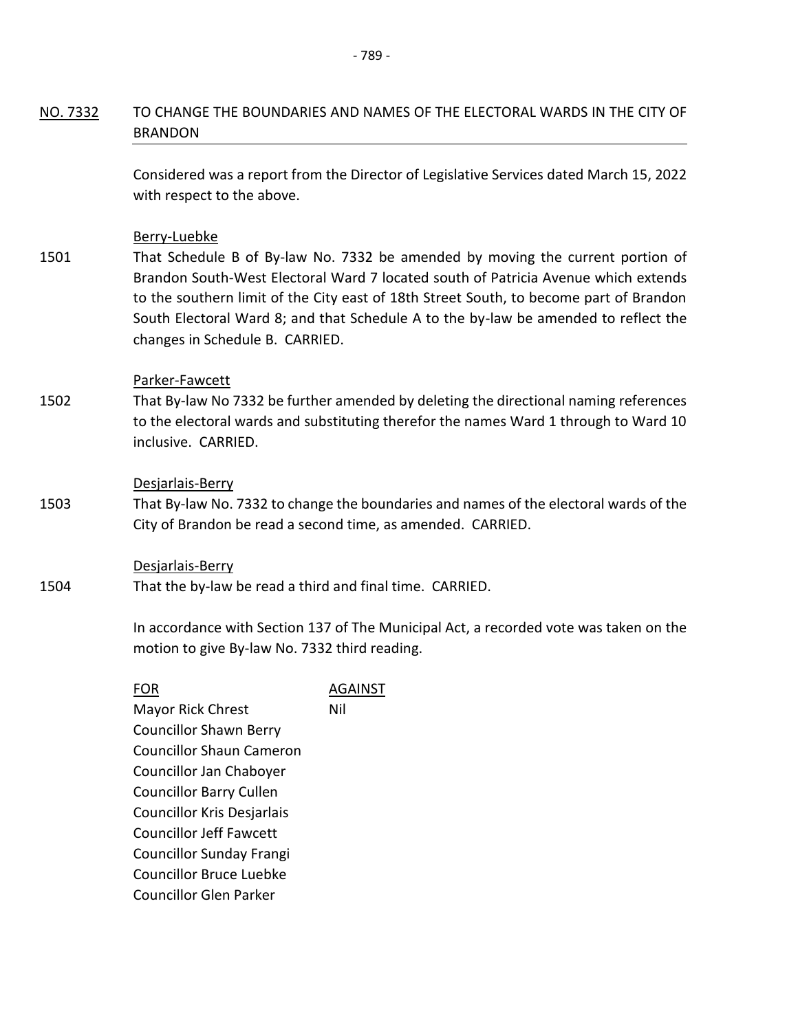**NO. 7332** TO CHANGE THE BOUNDARIES AND NAMES OF THE ELECTORAL WARDS IN THE CITY OF BRANDON

Considered was a report from the Director of Legislative Services dated March 15, 2022 with respect to the above.

Berry-Luebke

1501 That Schedule B of By-law No. 7332 be amended by moving the current portion of Brandon South-West Electoral Ward 7 located south of Patricia Avenue which extends to the southern limit of the City east of 18th Street South, to become part of Brandon South Electoral Ward 8; and that Schedule A to the by-law be amended to reflect the changes in Schedule B. CARRIED.

Parker-Fawcett

1502 That By-law No 7332 be further amended by deleting the directional naming references to the electoral wards and substituting therefor the names Ward 1 through to Ward 10 inclusive. CARRIED.

Desjarlais-Berry

1503 That By-law No. 7332 to change the boundaries and names of the electoral wards of the City of Brandon be read a second time, as amended. CARRIED.

Desjarlais-Berry

1504 That the by-law be read a third and final time. CARRIED.

In accordance with Section 137 of The Municipal Act, a recorded vote was taken on the motion to give By-law No. 7332 third reading.

| FOR | AGAINST |
|---|---|
| Mayor Rick Chrest | Nil |
| Councillor Shawn Berry | |
| Councillor Shaun Cameron | |
| Councillor Jan Chaboyer | |
| Councillor Barry Cullen | |
| Councillor Kris Desjarlais | |
| Councillor Jeff Fawcett | |
| Councillor Sunday Frangi | |
| Councillor Bruce Luebke | |
| Councillor Glen Parker | |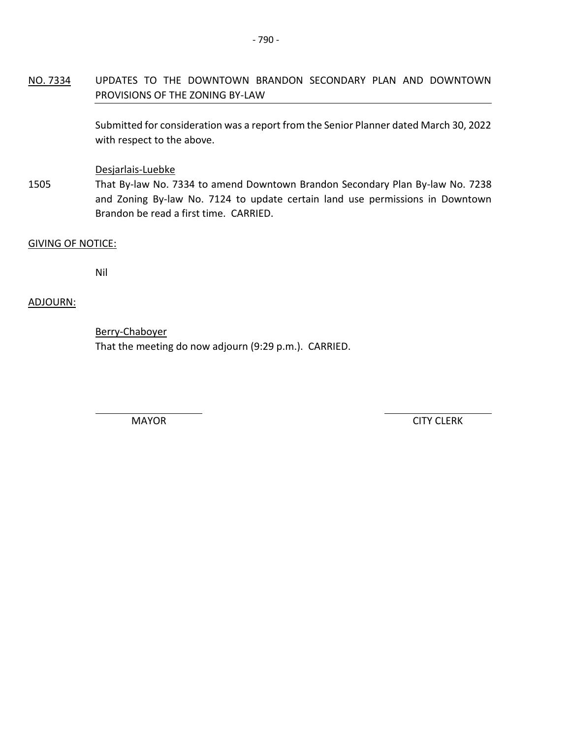NO. 7334 UPDATES TO THE DOWNTOWN BRANDON SECONDARY PLAN AND DOWNTOWN PROVISIONS OF THE ZONING BY-LAW

Submitted for consideration was a report from the Senior Planner dated March 30, 2022 with respect to the above.

Desjarlais-Luebke

1505 That By-law No. 7334 to amend Downtown Brandon Secondary Plan By-law No. 7238 and Zoning By-law No. 7124 to update certain land use permissions in Downtown Brandon be read a first time. CARRIED.

GIVING OF NOTICE:

Nil

ADJOURN:

Berry-Chaboyer

That the meeting do now adjourn (9:29 p.m.). CARRIED.

MAYOR

CITY CLERK